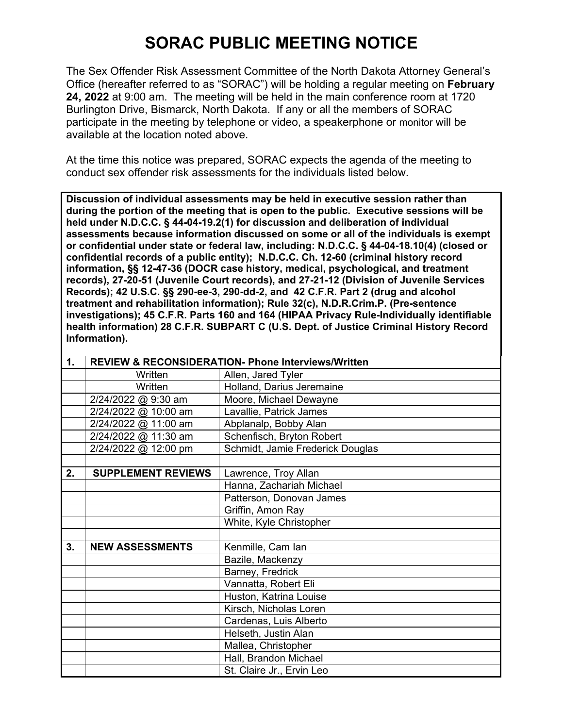# SORAC PUBLIC MEETING NOTICE

The Sex Offender Risk Assessment Committee of the North Dakota Attorney General's Office (hereafter referred to as "SORAC") will be holding a regular meeting on **February 24, 2022** at 9:00 am. The meeting will be held in the main conference room at 1720 Burlington Drive, Bismarck, North Dakota. If any or all the members of SORAC participate in the meeting by telephone or video, a speakerphone or monitor will be available at the location noted above.

At the time this notice was prepared, SORAC expects the agenda of the meeting to conduct sex offender risk assessments for the individuals listed below.

**Discussion of individual assessments may be held in executive session rather than during the portion of the meeting that is open to the public. Executive sessions will be held under N.D.C.C. § 44-04-19.2(1) for discussion and deliberation of individual assessments because information discussed on some or all of the individuals is exempt or confidential under state or federal law, including: N.D.C.C. § 44-04-18.10(4) (closed or confidential records of a public entity); N.D.C.C. Ch. 12-60 (criminal history record information, §§ 12-47-36 (DOCR case history, medical, psychological, and treatment records), 27-20-51 (Juvenile Court records), and 27-21-12 (Division of Juvenile Services Records); 42 U.S.C. §§ 290-ee-3, 290-dd-2, and 42 C.F.R. Part 2 (drug and alcohol treatment and rehabilitation information); Rule 32(c), N.D.R.Crim.P. (Pre-sentence investigations); 45 C.F.R. Parts 160 and 164 (HIPAA Privacy Rule-Individually identifiable health information) 28 C.F.R. SUBPART C (U.S. Dept. of Justice Criminal History Record Information).**

| **1.** | **REVIEW & RECONSIDERATION- Phone Interviews/Written** | |
|---|---|---|
| | Written | Allen, Jared Tyler |
| | Written | Holland, Darius Jeremaine |
| | 2/24/2022 @ 9:30 am | Moore, Michael Dewayne |
| | 2/24/2022 @ 10:00 am | Lavallie, Patrick James |
| | 2/24/2022 @ 11:00 am | Abplanalp, Bobby Alan |
| | 2/24/2022 @ 11:30 am | Schenfisch, Bryton Robert |
| | 2/24/2022 @ 12:00 pm | Schmidt, Jamie Frederick Douglas |
| | | |
| **2.** | **SUPPLEMENT REVIEWS** | Lawrence, Troy Allan |
| | | Hanna, Zachariah Michael |
| | | Patterson, Donovan James |
| | | Griffin, Amon Ray |
| | | White, Kyle Christopher |
| | | |
| **3.** | **NEW ASSESSMENTS** | Kenmille, Cam Ian |
| | | Bazile, Mackenzy |
| | | Barney, Fredrick |
| | | Vannatta, Robert Eli |
| | | Huston, Katrina Louise |
| | | Kirsch, Nicholas Loren |
| | | Cardenas, Luis Alberto |
| | | Helseth, Justin Alan |
| | | Mallea, Christopher |
| | | Hall, Brandon Michael |
| | | St. Claire Jr., Ervin Leo |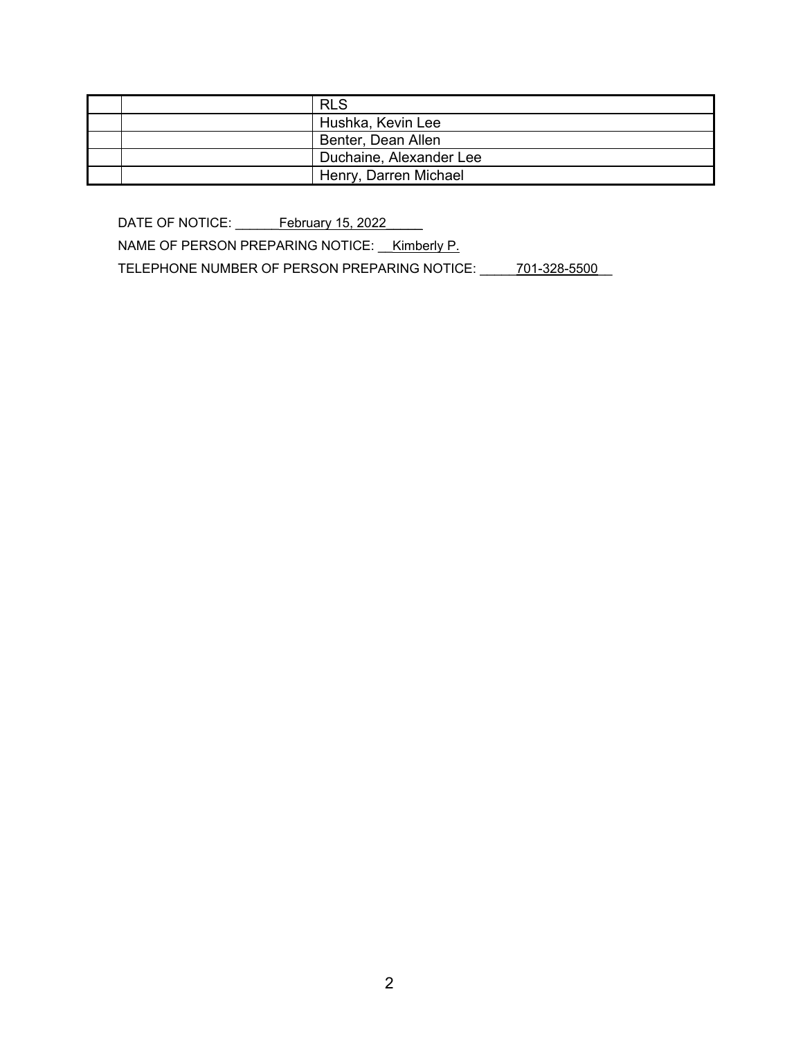| | | |
|---|---|---|
| | | RLS |
| | | Hushka, Kevin Lee |
| | | Benter, Dean Allen |
| | | Duchaine, Alexander Lee |
| | | Henry, Darren Michael |

DATE OF NOTICE: February 15, 2022

NAME OF PERSON PREPARING NOTICE: Kimberly P.

TELEPHONE NUMBER OF PERSON PREPARING NOTICE: 701-328-5500